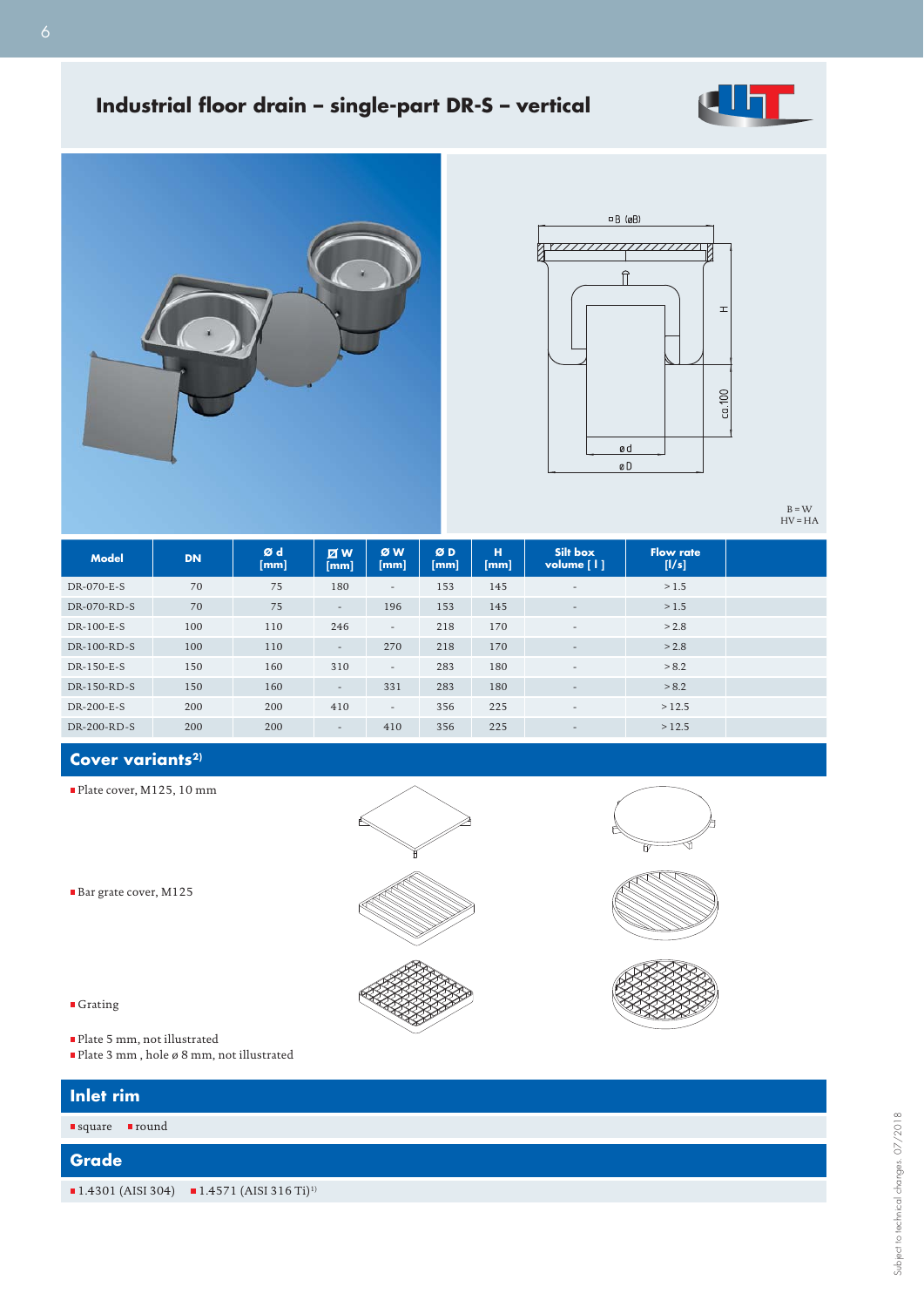# Industrial floor drain – single-part DR-S – vertical

B = W
HV = HA

| Model | DN | Ø d [mm] | ☐ W [mm] | Ø W [mm] | Ø D [mm] | H [mm] | Silt box volume [ l ] | Flow rate [l/s] |
|---|---|---|---|---|---|---|---|---|
| DR-070-E-S | 70 | 75 | 180 | - | 153 | 145 | - | > 1.5 |
| DR-070-RD-S | 70 | 75 | - | 196 | 153 | 145 | - | > 1.5 |
| DR-100-E-S | 100 | 110 | 246 | - | 218 | 170 | - | > 2.8 |
| DR-100-RD-S | 100 | 110 | - | 270 | 218 | 170 | - | > 2.8 |
| DR-150-E-S | 150 | 160 | 310 | - | 283 | 180 | - | > 8.2 |
| DR-150-RD-S | 150 | 160 | - | 331 | 283 | 180 | - | > 8.2 |
| DR-200-E-S | 200 | 200 | 410 | - | 356 | 225 | - | > 12.5 |
| DR-200-RD-S | 200 | 200 | - | 410 | 356 | 225 | - | > 12.5 |

## Cover variants[2)]

- Plate cover, M125, 10 mm
- Bar grate cover, M125
- Grating
- Plate 5 mm, not illustrated
- Plate 3 mm , hole ø 8 mm, not illustrated

## Inlet rim

- square
- round

## Grade

- 1.4301 (AISI 304)
- 1.4571 (AISI 316 Ti)[1)]

Subject to technical changes. 07/2018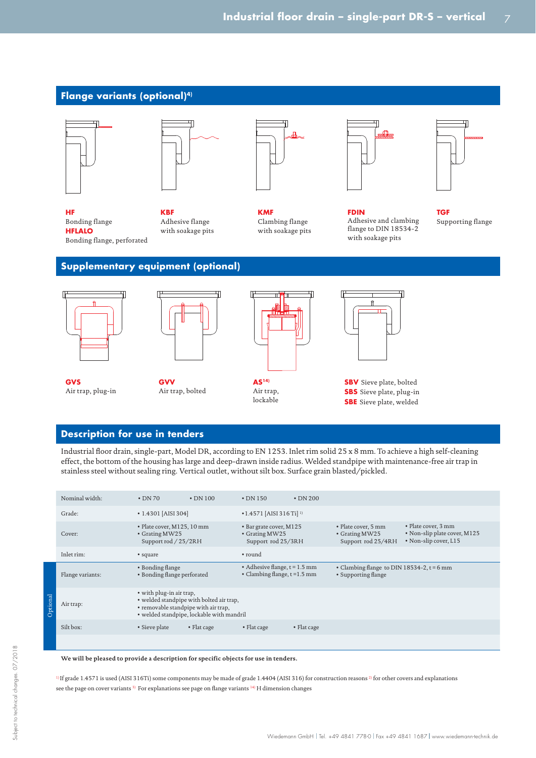## Flange variants (optional)[4)]

**HF**
Bonding flange
**HFLALO**
Bonding flange, perforated

**KBF**
Adhesive flange
with soakage pits

**KMF**
Clambing flange
with soakage pits

**FDIN**
Adhesive and clambing flange to DIN 18534-2
with soakage pits

**TGF**
Supporting flange

## Supplementary equipment (optional)

**GVS**
Air trap, plug-in

**GVV**
Air trap, bolted

**AS**[14)]
Air trap,
lockable

**SBV** Sieve plate, bolted
**SBS** Sieve plate, plug-in
**SBE** Sieve plate, welded

## Description for use in tenders

Industrial floor drain, single-part, Model DR, according to EN 1253. Inlet rim solid 25 x 8 mm. To achieve a high self-cleaning effect, the bottom of the housing has large and deep-drawn inside radius. Welded standpipe with maintenance-free air trap in stainless steel without sealing ring. Vertical outlet, without silt box. Surface grain blasted/pickled.

| | | | | | | | |
|---|---|---|---|---|---|---|---|
| Nominal width: | • DN 70 | • DN 100 | • DN 150 | • DN 200 | | | |
| Grade: | • 1.4301 [AISI 304] | | •1.4571 [AISI 316 Ti] [1)] | | | | |
| Cover: | • Plate cover, M125, 10 mm<br>• Grating MW25<br>Support rod / 25/2RH | | • Bar grate cover, M125<br>• Grating MW25<br>Support rod 25/3RH | | • Plate cover, 5 mm<br>• Grating MW25<br>Support rod 25/4RH | • Plate cover, 3 mm<br>• Non-slip plate cover, M125<br>• Non-slip cover, L15 | |
| Inlet rim: | • square | | • round | | | | |
| Optional – Flange variants: | • Bonding flange<br>• Bonding flange perforated | | • Adhesive flange, t = 1.5 mm<br>• Clambing flange, t =1.5 mm | | • Clambing flange to DIN 18534-2, t = 6 mm<br>• Supporting flange | | |
| Optional – Air trap: | • with plug-in air trap,<br>• welded standpipe with bolted air trap,<br>• removable standpipe with air trap,<br>• welded standpipe, lockable with mandril | | | | | | |
| Optional – Silt box: | • Sieve plate | • Flat cage | • Flat cage | • Flat cage | | | |

**We will be pleased to provide a description for specific objects for use in tenders.**

[1)] If grade 1.4571 is used (AISI 316Ti) some components may be made of grade 1.4404 (AISI 316) for construction reasons [2)] for other covers and explanations see the page on cover variants [3)] For explanations see page on flange variants [14)] H dimension changes

Subject to technical changes. 07/2018

Wiedemann GmbH | Tel. +49 4841 778-0 | Fax +49 4841 1687 | www.wiedemann-technik.de